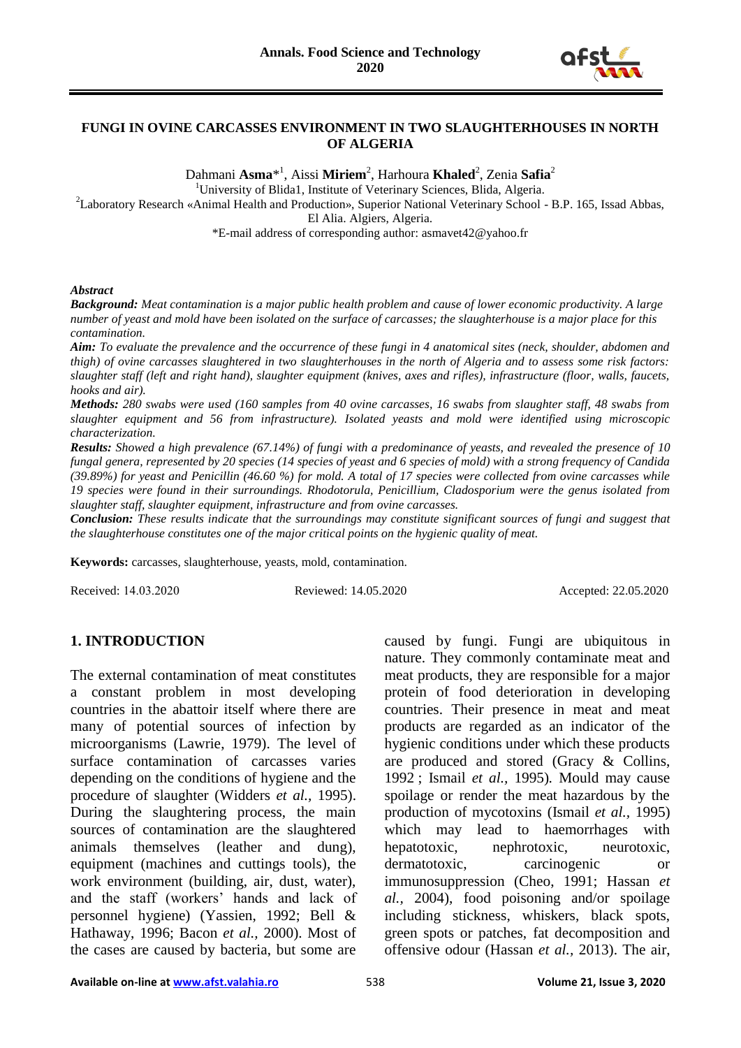**FUNGI IN OVINE CARCASSES ENVIRONMENT IN TWO SLAUGHTERHOUSES IN NORTH OF ALGERIA**

Dahmani **Asma***[1], Aissi **Miriem**[2], Harhoura **Khaled**[2], Zenia **Safia**[2]

[1]University of Blida1, Institute of Veterinary Sciences, Blida, Algeria.
[2]Laboratory Research «Animal Health and Production», Superior National Veterinary School - B.P. 165, Issad Abbas, El Alia. Algiers, Algeria.
*E-mail address of corresponding author: asmavet42@yahoo.fr

***Abstract***

***Background:*** *Meat contamination is a major public health problem and cause of lower economic productivity. A large number of yeast and mold have been isolated on the surface of carcasses; the slaughterhouse is a major place for this contamination.*

***Aim:*** *To evaluate the prevalence and the occurrence of these fungi in 4 anatomical sites (neck, shoulder, abdomen and thigh) of ovine carcasses slaughtered in two slaughterhouses in the north of Algeria and to assess some risk factors: slaughter staff (left and right hand), slaughter equipment (knives, axes and rifles), infrastructure (floor, walls, faucets, hooks and air).*

***Methods:*** *280 swabs were used (160 samples from 40 ovine carcasses, 16 swabs from slaughter staff, 48 swabs from slaughter equipment and 56 from infrastructure). Isolated yeasts and mold were identified using microscopic characterization.*

***Results:*** *Showed a high prevalence (67.14%) of fungi with a predominance of yeasts, and revealed the presence of 10 fungal genera, represented by 20 species (14 species of yeast and 6 species of mold) with a strong frequency of Candida (39.89%) for yeast and Penicillin (46.60 %) for mold. A total of 17 species were collected from ovine carcasses while 19 species were found in their surroundings. Rhodotorula, Penicillium, Cladosporium were the genus isolated from slaughter staff, slaughter equipment, infrastructure and from ovine carcasses.*

***Conclusion:*** *These results indicate that the surroundings may constitute significant sources of fungi and suggest that the slaughterhouse constitutes one of the major critical points on the hygienic quality of meat.*

**Keywords:** carcasses, slaughterhouse, yeasts, mold, contamination.

Received: 14.03.2020 Reviewed: 14.05.2020 Accepted: 22.05.2020

## 1. INTRODUCTION

The external contamination of meat constitutes a constant problem in most developing countries in the abattoir itself where there are many of potential sources of infection by microorganisms (Lawrie, 1979). The level of surface contamination of carcasses varies depending on the conditions of hygiene and the procedure of slaughter (Widders *et al.*, 1995). During the slaughtering process, the main sources of contamination are the slaughtered animals themselves (leather and dung), equipment (machines and cuttings tools), the work environment (building, air, dust, water), and the staff (workers' hands and lack of personnel hygiene) (Yassien, 1992; Bell & Hathaway, 1996; Bacon *et al.*, 2000). Most of the cases are caused by bacteria, but some are caused by fungi. Fungi are ubiquitous in nature. They commonly contaminate meat and meat products, they are responsible for a major protein of food deterioration in developing countries. Their presence in meat and meat products are regarded as an indicator of the hygienic conditions under which these products are produced and stored (Gracy & Collins, 1992 ; Ismail *et al.,* 1995)*.* Mould may cause spoilage or render the meat hazardous by the production of mycotoxins (Ismail *et al.,* 1995) which may lead to haemorrhages with hepatotoxic, nephrotoxic, neurotoxic, dermatotoxic, carcinogenic or immunosuppression (Cheo, 1991; Hassan *et al.,* 2004), food poisoning and/or spoilage including stickness, whiskers, black spots, green spots or patches, fat decomposition and offensive odour (Hassan *et al.,* 2013). The air,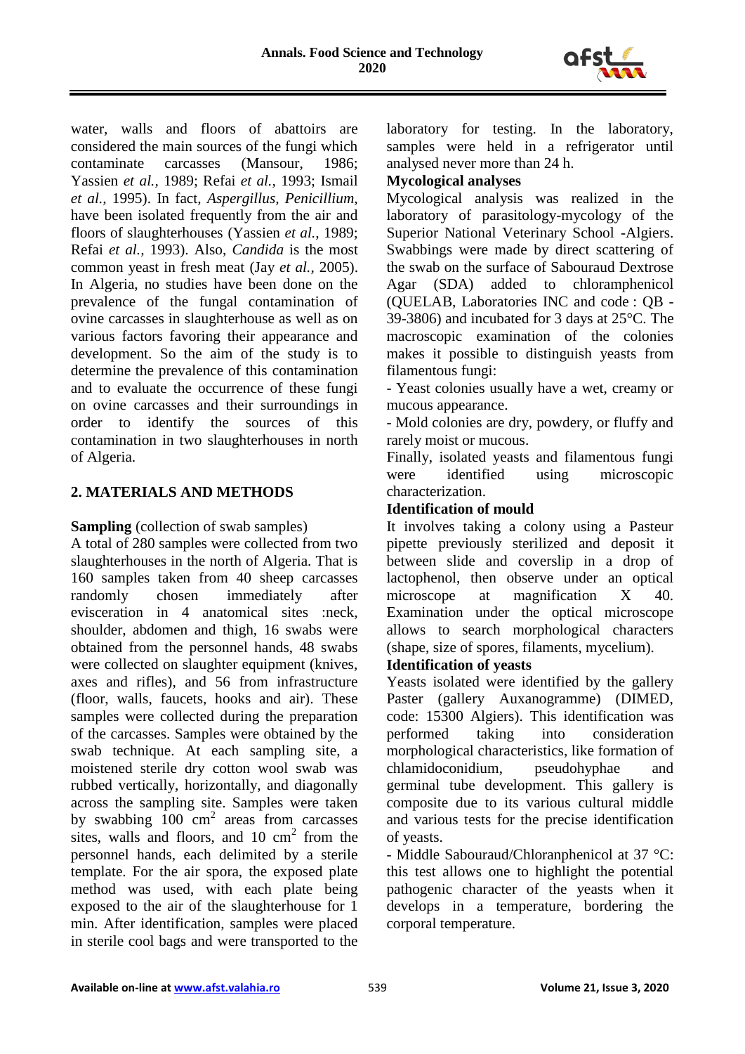water, walls and floors of abattoirs are considered the main sources of the fungi which contaminate carcasses (Mansour, 1986; Yassien *et al.,* 1989; Refai *et al.,* 1993; Ismail *et al.,* 1995). In fact, *Aspergillus, Penicillium,* have been isolated frequently from the air and floors of slaughterhouses (Yassien *et al.,* 1989; Refai *et al.,* 1993). Also, *Candida* is the most common yeast in fresh meat (Jay *et al.,* 2005). In Algeria, no studies have been done on the prevalence of the fungal contamination of ovine carcasses in slaughterhouse as well as on various factors favoring their appearance and development. So the aim of the study is to determine the prevalence of this contamination and to evaluate the occurrence of these fungi on ovine carcasses and their surroundings in order to identify the sources of this contamination in two slaughterhouses in north of Algeria.

## 2. MATERIALS AND METHODS

**Sampling** (collection of swab samples)

A total of 280 samples were collected from two slaughterhouses in the north of Algeria. That is 160 samples taken from 40 sheep carcasses randomly chosen immediately after evisceration in 4 anatomical sites :neck, shoulder, abdomen and thigh, 16 swabs were obtained from the personnel hands, 48 swabs were collected on slaughter equipment (knives, axes and rifles), and 56 from infrastructure (floor, walls, faucets, hooks and air). These samples were collected during the preparation of the carcasses. Samples were obtained by the swab technique. At each sampling site, a moistened sterile dry cotton wool swab was rubbed vertically, horizontally, and diagonally across the sampling site. Samples were taken by swabbing 100 $cm^2$ areas from carcasses sites, walls and floors, and 10 $cm^2$ from the personnel hands, each delimited by a sterile template. For the air spora, the exposed plate method was used, with each plate being exposed to the air of the slaughterhouse for 1 min. After identification, samples were placed in sterile cool bags and were transported to the laboratory for testing. In the laboratory, samples were held in a refrigerator until analysed never more than 24 h.

**Mycological analyses**

Mycological analysis was realized in the laboratory of parasitology-mycology of the Superior National Veterinary School -Algiers. Swabbings were made by direct scattering of the swab on the surface of Sabouraud Dextrose Agar (SDA) added to chloramphenicol (QUELAB, Laboratories INC and code : QB - 39-3806) and incubated for 3 days at 25°C. The macroscopic examination of the colonies makes it possible to distinguish yeasts from filamentous fungi:

- Yeast colonies usually have a wet, creamy or mucous appearance.
- Mold colonies are dry, powdery, or fluffy and rarely moist or mucous.

Finally, isolated yeasts and filamentous fungi were identified using microscopic characterization.

**Identification of mould**

It involves taking a colony using a Pasteur pipette previously sterilized and deposit it between slide and coverslip in a drop of lactophenol, then observe under an optical microscope at magnification X 40. Examination under the optical microscope allows to search morphological characters (shape, size of spores, filaments, mycelium).

**Identification of yeasts**

Yeasts isolated were identified by the gallery Paster (gallery Auxanogramme) (DIMED, code: 15300 Algiers). This identification was performed taking into consideration morphological characteristics, like formation of chlamidoconidium, pseudohyphae and germinal tube development. This gallery is composite due to its various cultural middle and various tests for the precise identification of yeasts.

- Middle Sabouraud/Chloranphenicol at 37 °C: this test allows one to highlight the potential pathogenic character of the yeasts when it develops in a temperature, bordering the corporal temperature.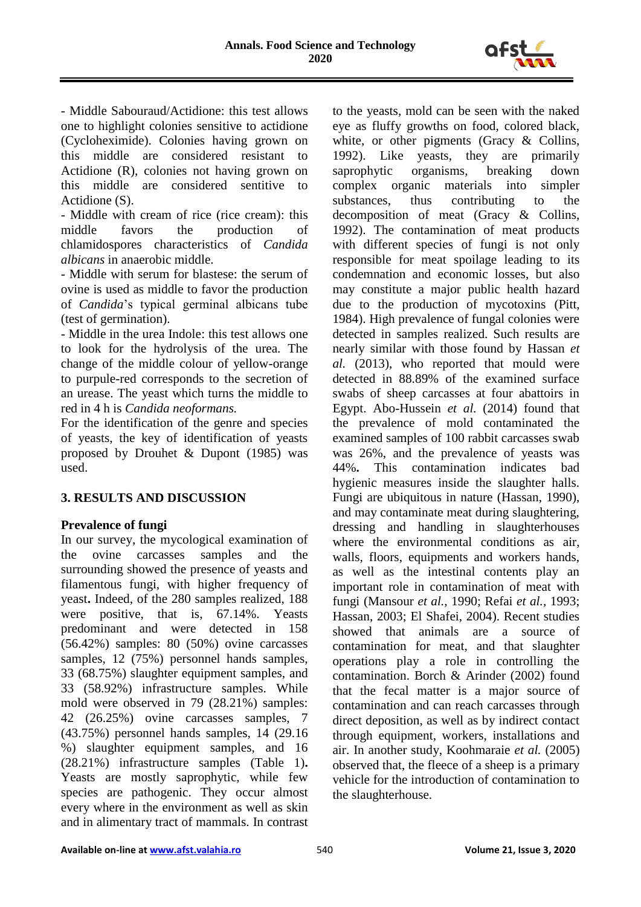- Middle Sabouraud/Actidione: this test allows one to highlight colonies sensitive to actidione (Cycloheximide). Colonies having grown on this middle are considered resistant to Actidione (R), colonies not having grown on this middle are considered sentitive to Actidione (S).

- Middle with cream of rice (rice cream): this middle favors the production of chlamidospores characteristics of *Candida albicans* in anaerobic middle.

- Middle with serum for blastese: the serum of ovine is used as middle to favor the production of *Candida*'s typical germinal albicans tube (test of germination).

- Middle in the urea Indole: this test allows one to look for the hydrolysis of the urea. The change of the middle colour of yellow-orange to purpule-red corresponds to the secretion of an urease. The yeast which turns the middle to red in 4 h is *Candida neoformans.*

For the identification of the genre and species of yeasts, the key of identification of yeasts proposed by Drouhet & Dupont (1985) was used.

## 3. RESULTS AND DISCUSSION

### Prevalence of fungi

In our survey, the mycological examination of the ovine carcasses samples and the surrounding showed the presence of yeasts and filamentous fungi, with higher frequency of yeast**.** Indeed, of the 280 samples realized, 188 were positive, that is, 67.14%. Yeasts predominant and were detected in 158 (56.42%) samples: 80 (50%) ovine carcasses samples, 12 (75%) personnel hands samples, 33 (68.75%) slaughter equipment samples, and 33 (58.92%) infrastructure samples. While mold were observed in 79 (28.21%) samples: 42 (26.25%) ovine carcasses samples, 7 (43.75%) personnel hands samples, 14 (29.16 %) slaughter equipment samples, and 16 (28.21%) infrastructure samples (Table 1)**.** Yeasts are mostly saprophytic, while few species are pathogenic. They occur almost every where in the environment as well as skin and in alimentary tract of mammals. In contrast to the yeasts, mold can be seen with the naked eye as fluffy growths on food, colored black, white, or other pigments (Gracy & Collins, 1992). Like yeasts, they are primarily saprophytic organisms, breaking down complex organic materials into simpler substances, thus contributing to the decomposition of meat (Gracy & Collins, 1992). The contamination of meat products with different species of fungi is not only responsible for meat spoilage leading to its condemnation and economic losses, but also may constitute a major public health hazard due to the production of mycotoxins (Pitt, 1984). High prevalence of fungal colonies were detected in samples realized. Such results are nearly similar with those found by Hassan *et al.* (2013), who reported that mould were detected in 88.89% of the examined surface swabs of sheep carcasses at four abattoirs in Egypt. Abo-Hussein *et al.* (2014) found that the prevalence of mold contaminated the examined samples of 100 rabbit carcasses swab was 26%, and the prevalence of yeasts was 44%**.** This contamination indicates bad hygienic measures inside the slaughter halls. Fungi are ubiquitous in nature (Hassan, 1990), and may contaminate meat during slaughtering, dressing and handling in slaughterhouses where the environmental conditions as air, walls, floors, equipments and workers hands, as well as the intestinal contents play an important role in contamination of meat with fungi (Mansour *et al.,* 1990; Refai *et al.*, 1993; Hassan, 2003; El Shafei, 2004). Recent studies showed that animals are a source of contamination for meat, and that slaughter operations play a role in controlling the contamination. Borch & Arinder (2002) found that the fecal matter is a major source of contamination and can reach carcasses through direct deposition, as well as by indirect contact through equipment, workers, installations and air. In another study, Koohmaraie *et al.* (2005) observed that, the fleece of a sheep is a primary vehicle for the introduction of contamination to the slaughterhouse.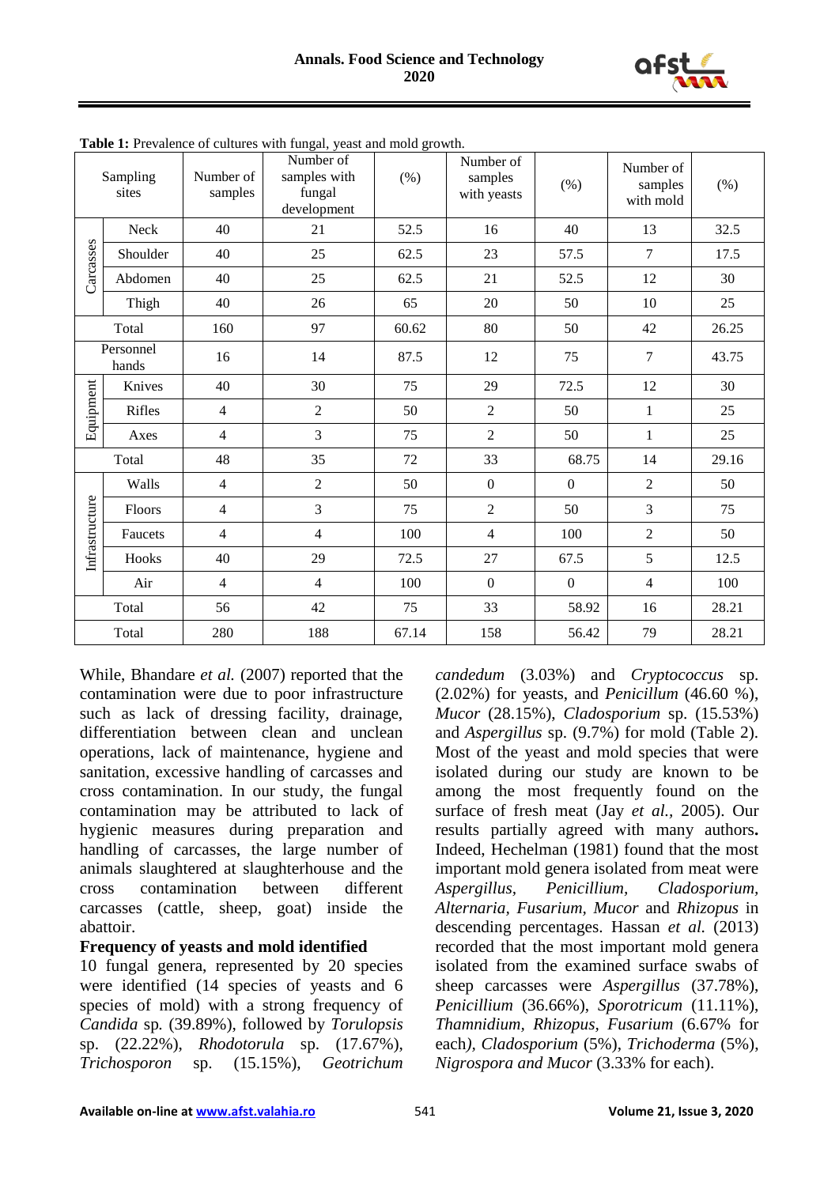**Table 1:** Prevalence of cultures with fungal, yeast and mold growth.

| Sampling sites | | Number of samples | Number of samples with fungal development | (%) | Number of samples with yeasts | (%) | Number of samples with mold | (%) |
|---|---|---|---|---|---|---|---|---|
| Carcasses | Neck | 40 | 21 | 52.5 | 16 | 40 | 13 | 32.5 |
| | Shoulder | 40 | 25 | 62.5 | 23 | 57.5 | 7 | 17.5 |
| | Abdomen | 40 | 25 | 62.5 | 21 | 52.5 | 12 | 30 |
| | Thigh | 40 | 26 | 65 | 20 | 50 | 10 | 25 |
| Total | | 160 | 97 | 60.62 | 80 | 50 | 42 | 26.25 |
| Personnel hands | | 16 | 14 | 87.5 | 12 | 75 | 7 | 43.75 |
| Equipment | Knives | 40 | 30 | 75 | 29 | 72.5 | 12 | 30 |
| | Rifles | 4 | 2 | 50 | 2 | 50 | 1 | 25 |
| | Axes | 4 | 3 | 75 | 2 | 50 | 1 | 25 |
| Total | | 48 | 35 | 72 | 33 | 68.75 | 14 | 29.16 |
| Infrastructure | Walls | 4 | 2 | 50 | 0 | 0 | 2 | 50 |
| | Floors | 4 | 3 | 75 | 2 | 50 | 3 | 75 |
| | Faucets | 4 | 4 | 100 | 4 | 100 | 2 | 50 |
| | Hooks | 40 | 29 | 72.5 | 27 | 67.5 | 5 | 12.5 |
| | Air | 4 | 4 | 100 | 0 | 0 | 4 | 100 |
| Total | | 56 | 42 | 75 | 33 | 58.92 | 16 | 28.21 |
| Total | | 280 | 188 | 67.14 | 158 | 56.42 | 79 | 28.21 |

While, Bhandare *et al.* (2007) reported that the contamination were due to poor infrastructure such as lack of dressing facility, drainage, differentiation between clean and unclean operations, lack of maintenance, hygiene and sanitation, excessive handling of carcasses and cross contamination. In our study, the fungal contamination may be attributed to lack of hygienic measures during preparation and handling of carcasses, the large number of animals slaughtered at slaughterhouse and the cross contamination between different carcasses (cattle, sheep, goat) inside the abattoir.

**Frequency of yeasts and mold identified**

10 fungal genera, represented by 20 species were identified (14 species of yeasts and 6 species of mold) with a strong frequency of *Candida* sp*.* (39.89%), followed by *Torulopsis* sp. (22.22%), *Rhodotorula* sp. (17.67%), *Trichosporon* sp. (15.15%), *Geotrichum candedum* (3.03%) and *Cryptococcus* sp. (2.02%) for yeasts, and *Penicillum* (46.60 %), *Mucor* (28.15%), *Cladosporium* sp. (15.53%) and *Aspergillus* sp. (9.7%) for mold (Table 2). Most of the yeast and mold species that were isolated during our study are known to be among the most frequently found on the surface of fresh meat (Jay *et al.,* 2005). Our results partially agreed with many authors**.** Indeed, Hechelman (1981) found that the most important mold genera isolated from meat were *Aspergillus*, *Penicillium*, *Cladosporium*, *Alternaria*, *Fusarium*, *Mucor* and *Rhizopus* in descending percentages. Hassan *et al.* (2013) recorded that the most important mold genera isolated from the examined surface swabs of sheep carcasses were *Aspergillus* (37.78%), *Penicillium* (36.66%), *Sporotricum* (11.11%), *Thamnidium*, *Rhizopus*, *Fusarium* (6.67% for each*)*, *Cladosporium* (5%), *Trichoderma* (5%), *Nigrospora and Mucor* (3.33% for each).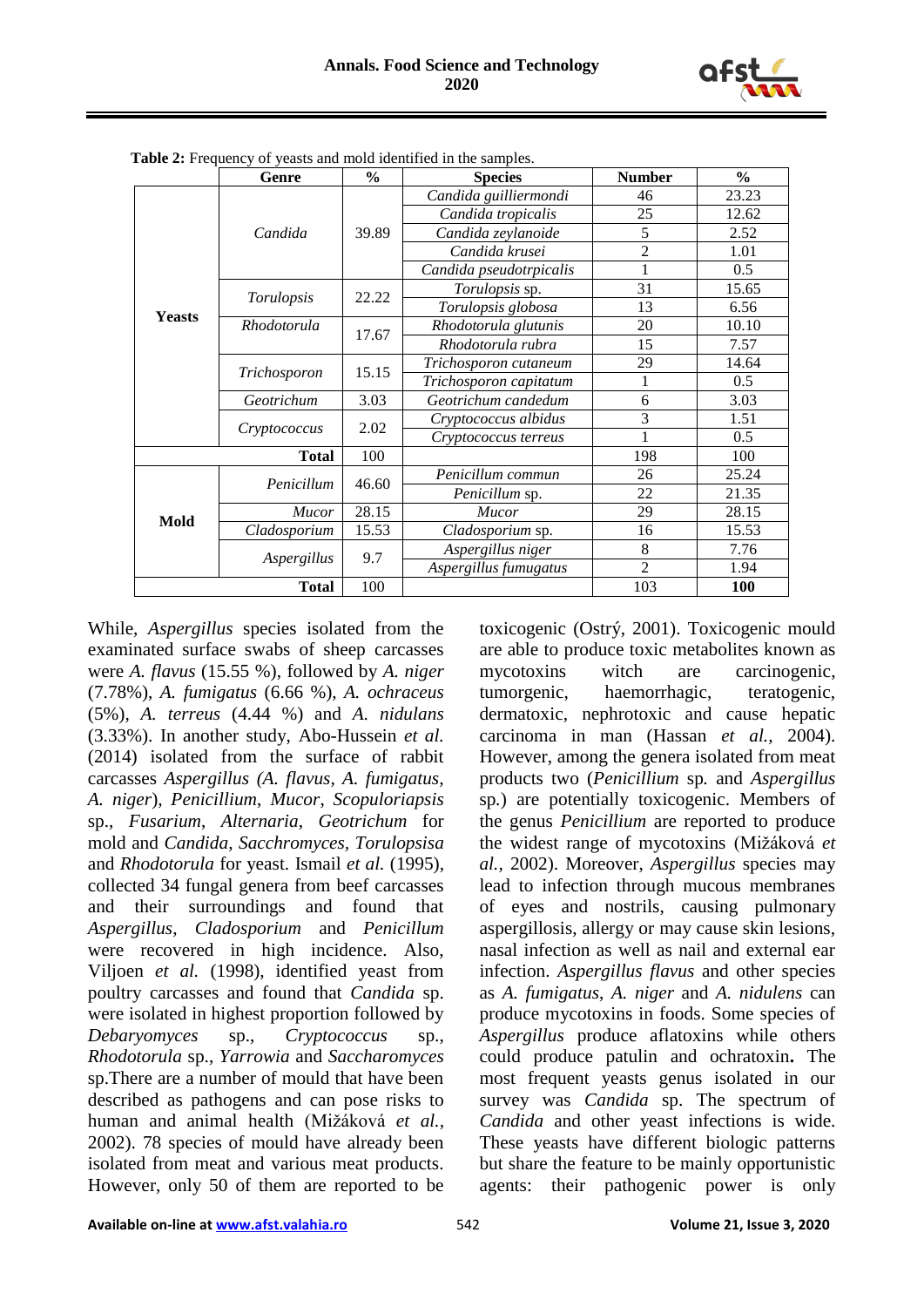**Table 2:** Frequency of yeasts and mold identified in the samples.

| | Genre | % | Species | Number | % |
|---|---|---|---|---|---|
| **Yeasts** | *Candida* | 39.89 | *Candida guilliermondi* | 46 | 23.23 |
| | | | *Candida tropicalis* | 25 | 12.62 |
| | | | *Candida zeylanoide* | 5 | 2.52 |
| | | | *Candida krusei* | 2 | 1.01 |
| | | | *Candida pseudotrpicalis* | 1 | 0.5 |
| | *Torulopsis* | 22.22 | *Torulopsis* sp. | 31 | 15.65 |
| | | | *Torulopsis globosa* | 13 | 6.56 |
| | *Rhodotorula* | 17.67 | *Rhodotorula glutunis* | 20 | 10.10 |
| | | | *Rhodotorula rubra* | 15 | 7.57 |
| | *Trichosporon* | 15.15 | *Trichosporon cutaneum* | 29 | 14.64 |
| | | | *Trichosporon capitatum* | 1 | 0.5 |
| | *Geotrichum* | 3.03 | *Geotrichum candedum* | 6 | 3.03 |
| | *Cryptococcus* | 2.02 | *Cryptococcus albidus* | 3 | 1.51 |
| | | | *Cryptococcus terreus* | 1 | 0.5 |
| **Total** | | 100 | | 198 | 100 |
| **Mold** | *Penicillum* | 46.60 | *Penicillum commun* | 26 | 25.24 |
| | | | *Penicillum* sp. | 22 | 21.35 |
| | *Mucor* | 28.15 | *Mucor* | 29 | 28.15 |
| | *Cladosporium* | 15.53 | *Cladosporium* sp. | 16 | 15.53 |
| | *Aspergillus* | 9.7 | *Aspergillus niger* | 8 | 7.76 |
| | | | *Aspergillus fumugatus* | 2 | 1.94 |
| **Total** | | 100 | | 103 | **100** |

While, *Aspergillus* species isolated from the examinated surface swabs of sheep carcasses were *A. flavus* (15.55 %), followed by *A. niger* (7.78%), *A. fumigatus* (6.66 %), *A. ochraceus* (5%), *A. terreus* (4.44 %) and *A. nidulans* (3.33%). In another study, Abo-Hussein *et al.* (2014) isolated from the surface of rabbit carcasses *Aspergillus (A. flavus, A. fumigatus, A. niger*), *Penicillium*, *Mucor*, *Scopuloriapsis* sp., *Fusarium*, *Alternaria*, *Geotrichum* for mold and *Candida*, *Sacchromyces*, *Torulopsisa* and *Rhodotorula* for yeast. Ismail *et al.* (1995), collected 34 fungal genera from beef carcasses and their surroundings and found that *Aspergillus*, *Cladosporium* and *Penicillum* were recovered in high incidence. Also, Viljoen *et al.* (1998), identified yeast from poultry carcasses and found that *Candida* sp. were isolated in highest proportion followed by *Debaryomyces* sp., *Cryptococcus* sp., *Rhodotorula* sp., *Yarrowia* and *Saccharomyces* sp.There are a number of mould that have been described as pathogens and can pose risks to human and animal health (Mižáková *et al.*, 2002). 78 species of mould have already been isolated from meat and various meat products. However, only 50 of them are reported to be toxicogenic (Ostrý, 2001). Toxicogenic mould are able to produce toxic metabolites known as mycotoxins witch are carcinogenic, tumorgenic, haemorrhagic, teratogenic, dermatoxic, nephrotoxic and cause hepatic carcinoma in man (Hassan *et al.*, 2004). However, among the genera isolated from meat products two (*Penicillium* sp*.* and *Aspergillus* sp.) are potentially toxicogenic. Members of the genus *Penicillium* are reported to produce the widest range of mycotoxins (Mižáková *et al.*, 2002). Moreover, *Aspergillus* species may lead to infection through mucous membranes of eyes and nostrils, causing pulmonary aspergillosis, allergy or may cause skin lesions, nasal infection as well as nail and external ear infection. *Aspergillus flavus* and other species as *A. fumigatus*, *A. niger* and *A. nidulens* can produce mycotoxins in foods. Some species of *Aspergillus* produce aflatoxins while others could produce patulin and ochratoxin**.** The most frequent yeasts genus isolated in our survey was *Candida* sp. The spectrum of *Candida* and other yeast infections is wide. These yeasts have different biologic patterns but share the feature to be mainly opportunistic agents: their pathogenic power is only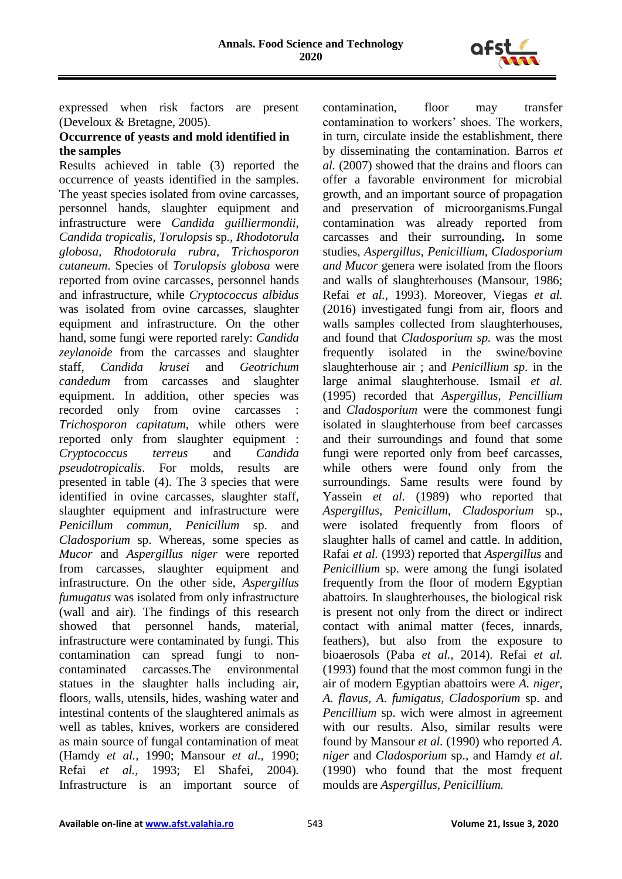expressed when risk factors are present (Develoux & Bretagne, 2005).

**Occurrence of yeasts and mold identified in the samples**

Results achieved in table (3) reported the occurrence of yeasts identified in the samples. The yeast species isolated from ovine carcasses, personnel hands, slaughter equipment and infrastructure were *Candida guilliermondii, Candida tropicalis, Torulopsis* sp.*, Rhodotorula globosa, Rhodotorula rubra, Trichosporon cutaneum*. Species of *Torulopsis globosa* were reported from ovine carcasses, personnel hands and infrastructure, while *Cryptococcus albidus* was isolated from ovine carcasses, slaughter equipment and infrastructure. On the other hand, some fungi were reported rarely: *Candida zeylanoide* from the carcasses and slaughter staff, *Candida krusei* and *Geotrichum candedum* from carcasses and slaughter equipment. In addition, other species was recorded only from ovine carcasses : *Trichosporon capitatum*, while others were reported only from slaughter equipment : *Cryptococcus terreus* and *Candida pseudotropicalis*. For molds, results are presented in table (4). The 3 species that were identified in ovine carcasses, slaughter staff, slaughter equipment and infrastructure were *Penicillum commun*, *Penicillum* sp. and *Cladosporium* sp. Whereas, some species as *Mucor* and *Aspergillus niger* were reported from carcasses, slaughter equipment and infrastructure. On the other side, *Aspergillus fumugatus* was isolated from only infrastructure (wall and air). The findings of this research showed that personnel hands, material, infrastructure were contaminated by fungi. This contamination can spread fungi to non-contaminated carcasses.The environmental statues in the slaughter halls including air, floors, walls, utensils, hides, washing water and intestinal contents of the slaughtered animals as well as tables, knives, workers are considered as main source of fungal contamination of meat (Hamdy *et al.,* 1990; Mansour *et al.,* 1990; Refai *et al.,* 1993; El Shafei, 2004). Infrastructure is an important source of contamination, floor may transfer contamination to workers' shoes. The workers, in turn, circulate inside the establishment, there by disseminating the contamination. Barros *et al.* (2007) showed that the drains and floors can offer a favorable environment for microbial growth, and an important source of propagation and preservation of microorganisms.Fungal contamination was already reported from carcasses and their surrounding**.** In some studies, *Aspergillus, Penicillium*, *Cladosporium and Mucor* genera were isolated from the floors and walls of slaughterhouses (Mansour, 1986; Refai *et al.,* 1993). Moreover, Viegas *et al.* (2016) investigated fungi from air, floors and walls samples collected from slaughterhouses, and found that *Cladosporium sp.* was the most frequently isolated in the swine/bovine slaughterhouse air ; and *Penicillium sp*. in the large animal slaughterhouse. Ismail *et al.* (1995) recorded that *Aspergillus, Pencillium* and *Cladosporium* were the commonest fungi isolated in slaughterhouse from beef carcasses and their surroundings and found that some fungi were reported only from beef carcasses, while others were found only from the surroundings. Same results were found by Yassein *et al.* (1989) who reported that *Aspergillus*, *Penicillum*, *Cladosporium* sp., were isolated frequently from floors of slaughter halls of camel and cattle. In addition, Rafai *et al.* (1993) reported that *Aspergillus* and *Penicillium* sp. were among the fungi isolated frequently from the floor of modern Egyptian abattoirs*.* In slaughterhouses, the biological risk is present not only from the direct or indirect contact with animal matter (feces, innards, feathers), but also from the exposure to bioaerosols (Paba *et al.,* 2014). Refai *et al.* (1993) found that the most common fungi in the air of modern Egyptian abattoirs were *A. niger, A. flavus, A. fumigatus, Cladosporium* sp. and *Pencillium* sp. wich were almost in agreement with our results. Also, similar results were found by Mansour *et al.* (1990) who reported *A. niger* and *Cladosporium* sp., and Hamdy *et al.* (1990) who found that the most frequent moulds are *Aspergillus, Penicillium.*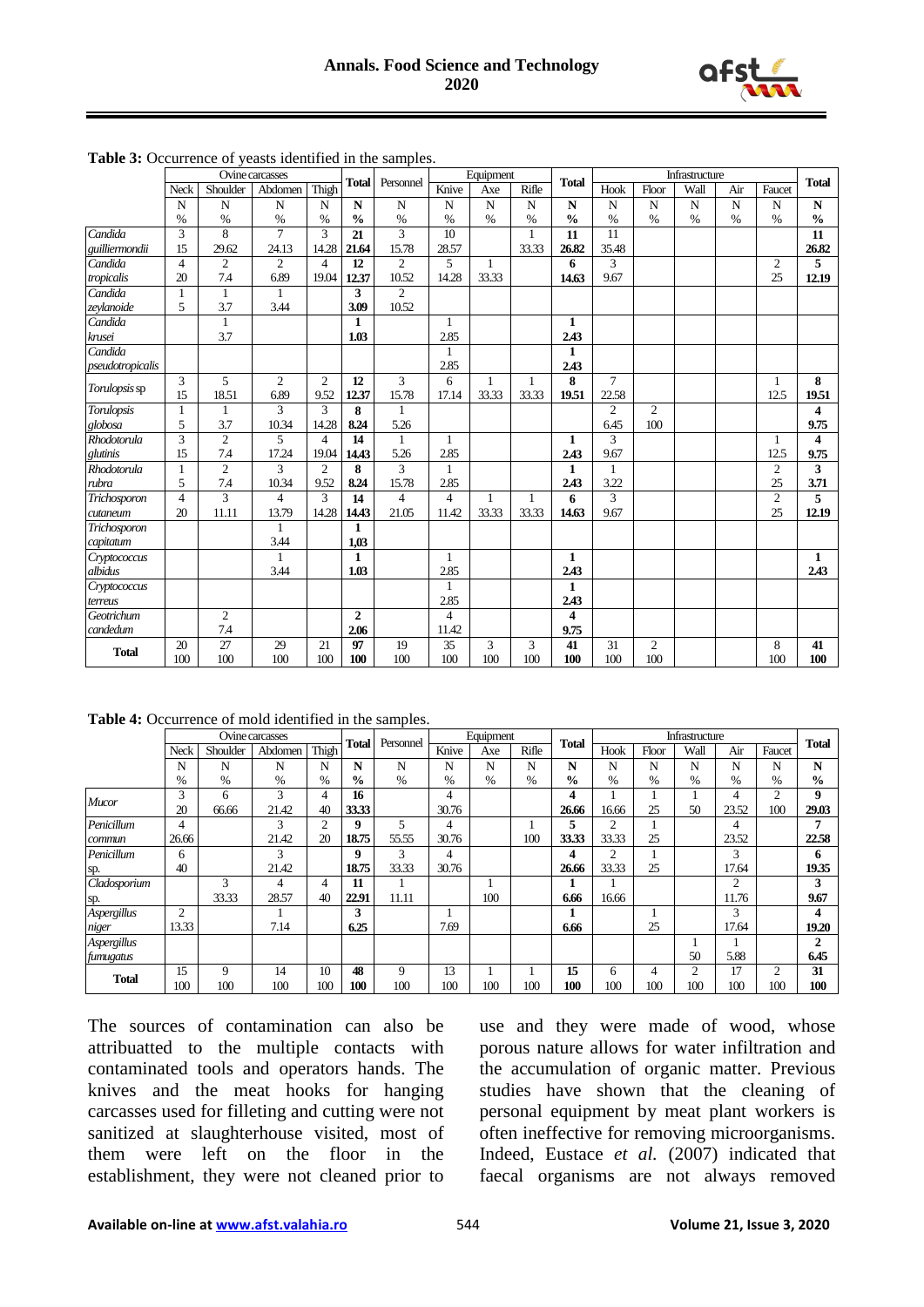**Table 3:** Occurrence of yeasts identified in the samples.

| | Ovine carcasses | | | | Total | Personnel | Equipment | | | Total | Infrastructure | | | | | Total |
|---|---|---|---|---|---|---|---|---|---|---|---|---|---|---|---|---|
| | Neck | Shoulder | Abdomen | Thigh | | | Knive | Axe | Rifle | | Hook | Floor | Wall | Air | Faucet | |
| | N<br>% | N<br>% | N<br>% | N<br>% | **N**<br>**%** | N<br>% | N<br>% | N<br>% | N<br>% | **N**<br>**%** | N<br>% | N<br>% | N<br>% | N<br>% | N<br>% | **N**<br>**%** |
| *Candida guilliermondii* | 3<br>15 | 8<br>29.62 | 7<br>24.13 | 3<br>14.28 | **21**<br>**21.64** | 3<br>15.78 | 10<br>28.57 | | 1<br>33.33 | **11**<br>**26.82** | 11<br>35.48 | | | | | **11**<br>**26.82** |
| *Candida tropicalis* | 4<br>20 | 2<br>7.4 | 2<br>6.89 | 4<br>19.04 | **12**<br>**12.37** | 2<br>10.52 | 5<br>14.28 | 1<br>33.33 | | **6**<br>**14.63** | 3<br>9.67 | | | | 2<br>25 | **5**<br>**12.19** |
| *Candida zeylanoide* | 1<br>5 | 1<br>3.7 | 1<br>3.44 | | **3**<br>**3.09** | 2<br>10.52 | | | | | | | | | | |
| *Candida krusei* | | 1<br>3.7 | | | **1**<br>**1.03** | | 1<br>2.85 | | | **1**<br>**2.43** | | | | | | |
| *Candida pseudotropicalis* | | | | | | | 1<br>2.85 | | | **1**<br>**2.43** | | | | | | |
| *Torulopsis* sp | 3<br>15 | 5<br>18.51 | 2<br>6.89 | 2<br>9.52 | **12**<br>**12.37** | 3<br>15.78 | 6<br>17.14 | 1<br>33.33 | 1<br>33.33 | **8**<br>**19.51** | 7<br>22.58 | | | | 1<br>12.5 | **8**<br>**19.51** |
| *Torulopsis globosa* | 1<br>5 | 1<br>3.7 | 3<br>10.34 | 3<br>14.28 | **8**<br>**8.24** | 1<br>5.26 | | | | | 2<br>6.45 | 2<br>100 | | | | **4**<br>**9.75** |
| *Rhodotorula glutinis* | 3<br>15 | 2<br>7.4 | 5<br>17.24 | 4<br>19.04 | **14**<br>**14.43** | 1<br>5.26 | 1<br>2.85 | | | **1**<br>**2.43** | 3<br>9.67 | | | | 1<br>12.5 | **4**<br>**9.75** |
| *Rhodotorula rubra* | 1<br>5 | 2<br>7.4 | 3<br>10.34 | 2<br>9.52 | **8**<br>**8.24** | 3<br>15.78 | 1<br>2.85 | | | **1**<br>**2.43** | 1<br>3.22 | | | | 2<br>25 | **3**<br>**3.71** |
| *Trichosporon cutaneum* | 4<br>20 | 3<br>11.11 | 4<br>13.79 | 3<br>14.28 | **14**<br>**14.43** | 4<br>21.05 | 4<br>11.42 | 1<br>33.33 | 1<br>33.33 | **6**<br>**14.63** | 3<br>9.67 | | | | 2<br>25 | **5**<br>**12.19** |
| *Trichosporon capitatum* | | | 1<br>3.44 | | **1**<br>**1,03** | | | | | | | | | | | |
| *Cryptococcus albidus* | | | 1<br>3.44 | | **1**<br>**1.03** | | 1<br>2.85 | | | **1**<br>**2.43** | | | | | | **1**<br>**2.43** |
| *Cryptococcus terreus* | | | | | | | 1<br>2.85 | | | **1**<br>**2.43** | | | | | | |
| *Geotrichum candedum* | | 2<br>7.4 | | | **2**<br>**2.06** | | 4<br>11.42 | | | **4**<br>**9.75** | | | | | | |
| **Total** | 20<br>100 | 27<br>100 | 29<br>100 | 21<br>100 | **97**<br>**100** | 19<br>100 | 35<br>100 | 3<br>100 | 3<br>100 | **41**<br>**100** | 31<br>100 | 2<br>100 | | | 8<br>100 | **41**<br>**100** |

**Table 4:** Occurrence of mold identified in the samples.

| | Ovine carcasses | | | | Total | Personnel | Equipment | | | Total | Infrastructure | | | | | Total |
|---|---|---|---|---|---|---|---|---|---|---|---|---|---|---|---|---|
| | Neck | Shoulder | Abdomen | Thigh | | | Knive | Axe | Rifle | | Hook | Floor | Wall | Air | Faucet | |
| | N<br>% | N<br>% | N<br>% | N<br>% | **N**<br>**%** | N<br>% | N<br>% | N<br>% | N<br>% | **N**<br>**%** | N<br>% | N<br>% | N<br>% | N<br>% | N<br>% | **N**<br>**%** |
| *Mucor* | 3<br>20 | 6<br>66.66 | 3<br>21.42 | 4<br>40 | **16**<br>**33.33** | | 4<br>30.76 | | | **4**<br>**26.66** | 1<br>16.66 | 1<br>25 | 1<br>50 | 4<br>23.52 | 2<br>100 | **9**<br>**29.03** |
| *Penicillum commun* | 4<br>26.66 | | 3<br>21.42 | 2<br>20 | **9**<br>**18.75** | 5<br>55.55 | 4<br>30.76 | | 1<br>100 | **5**<br>**33.33** | 2<br>33.33 | 1<br>25 | | 4<br>23.52 | | **7**<br>**22.58** |
| *Penicillum* sp. | 6<br>40 | | 3<br>21.42 | | **9**<br>**18.75** | 3<br>33.33 | 4<br>30.76 | | | **4**<br>**26.66** | 2<br>33.33 | 1<br>25 | | 3<br>17.64 | | **6**<br>**19.35** |
| *Cladosporium* sp. | | 3<br>33.33 | 4<br>28.57 | 4<br>40 | **11**<br>**22.91** | 1<br>11.11 | | 1<br>100 | | **1**<br>**6.66** | 1<br>16.66 | | | 2<br>11.76 | | **3**<br>**9.67** |
| *Aspergillus niger* | 2<br>13.33 | | 1<br>7.14 | | **3**<br>**6.25** | | 1<br>7.69 | | | **1**<br>**6.66** | | 1<br>25 | | 3<br>17.64 | | **4**<br>**19.20** |
| *Aspergillus fumugatus* | | | | | | | | | | | | | 1<br>50 | 1<br>5.88 | | **2**<br>**6.45** |
| **Total** | 15<br>100 | 9<br>100 | 14<br>100 | 10<br>100 | **48**<br>**100** | 9<br>100 | 13<br>100 | 1<br>100 | 1<br>100 | **15**<br>**100** | 6<br>100 | 4<br>100 | 2<br>100 | 17<br>100 | 2<br>100 | **31**<br>**100** |

The sources of contamination can also be attribuatted to the multiple contacts with contaminated tools and operators hands. The knives and the meat hooks for hanging carcasses used for filleting and cutting were not sanitized at slaughterhouse visited, most of them were left on the floor in the establishment, they were not cleaned prior to use and they were made of wood, whose porous nature allows for water infiltration and the accumulation of organic matter. Previous studies have shown that the cleaning of personal equipment by meat plant workers is often ineffective for removing microorganisms. Indeed, Eustace *et al.* (2007) indicated that faecal organisms are not always removed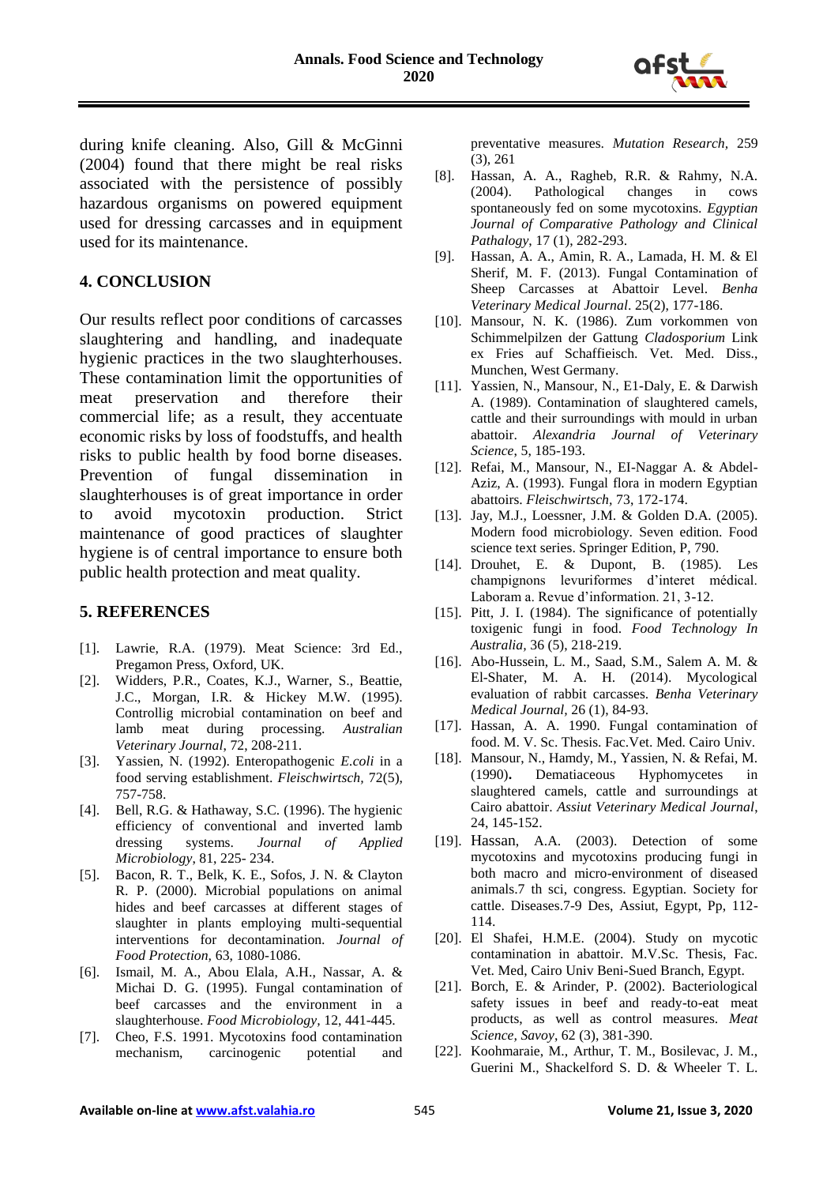during knife cleaning. Also, Gill & McGinni (2004) found that there might be real risks associated with the persistence of possibly hazardous organisms on powered equipment used for dressing carcasses and in equipment used for its maintenance.

## 4. CONCLUSION

Our results reflect poor conditions of carcasses slaughtering and handling, and inadequate hygienic practices in the two slaughterhouses. These contamination limit the opportunities of meat preservation and therefore their commercial life; as a result, they accentuate economic risks by loss of foodstuffs, and health risks to public health by food borne diseases. Prevention of fungal dissemination in slaughterhouses is of great importance in order to avoid mycotoxin production. Strict maintenance of good practices of slaughter hygiene is of central importance to ensure both public health protection and meat quality.

## 5. REFERENCES

[1]. Lawrie, R.A. (1979). Meat Science: 3rd Ed., Pregamon Press, Oxford, UK.

[2]. Widders, P.R., Coates, K.J., Warner, S., Beattie, J.C., Morgan, I.R. & Hickey M.W. (1995). Controllig microbial contamination on beef and lamb meat during processing. *Australian Veterinary Journal*, 72, 208-211.

[3]. Yassien, N. (1992). Enteropathogenic *E.coli* in a food serving establishment. *Fleischwirtsch,* 72(5), 757-758.

[4]. Bell, R.G. & Hathaway, S.C. (1996). The hygienic efficiency of conventional and inverted lamb dressing systems. *Journal of Applied Microbiology*, 81, 225- 234.

[5]. Bacon, R. T., Belk, K. E., Sofos, J. N. & Clayton R. P. (2000). Microbial populations on animal hides and beef carcasses at different stages of slaughter in plants employing multi-sequential interventions for decontamination. *Journal of Food Protection,* 63, 1080-1086.

[6]. Ismail, M. A., Abou Elala, A.H., Nassar, A. & Michai D. G. (1995). Fungal contamination of beef carcasses and the environment in a slaughterhouse. *Food Microbiology*, 12, 441-445.

[7]. Cheo, F.S. 1991. Mycotoxins food contamination mechanism, carcinogenic potential and preventative measures. *Mutation Research,* 259 (3), 261

[8]. Hassan, A. A., Ragheb, R.R. & Rahmy, N.A. (2004). Pathological changes in cows spontaneously fed on some mycotoxins. *Egyptian Journal of Comparative Pathology and Clinical Pathalogy*, 17 (1), 282-293.

[9]. Hassan, A. A., Amin, R. A., Lamada, H. M. & El Sherif, M. F. (2013). Fungal Contamination of Sheep Carcasses at Abattoir Level. *Benha Veterinary Medical Journal*. 25(2), 177-186.

[10]. Mansour, N. K. (1986). Zum vorkommen von Schimmelpilzen der Gattung *Cladosporium* Link ex Fries auf Schaffieisch. Vet. Med. Diss., Munchen, West Germany.

[11]. Yassien, N., Mansour, N., E1-Daly, E. & Darwish A. (1989). Contamination of slaughtered camels, cattle and their surroundings with mould in urban abattoir. *Alexandria Journal of Veterinary Science,* 5, 185-193.

[12]. Refai, M., Mansour, N., EI-Naggar A. & Abdel-Aziz, A. (1993). Fungal flora in modern Egyptian abattoirs. *Fleischwirtsch,* 73, 172-174.

[13]. Jay, M.J., Loessner, J.M. & Golden D.A. (2005). Modern food microbiology. Seven edition. Food science text series. Springer Edition, P, 790.

[14]. Drouhet, E. & Dupont, B. (1985). Les champignons levuriformes d'interet médical. Laboram a. Revue d'information. 21, 3-12.

[15]. Pitt, J. I. (1984). The significance of potentially toxigenic fungi in food. *Food Technology In Australia,* 36 (5), 218-219.

[16]. Abo-Hussein, L. M., Saad, S.M., Salem A. M. & El-Shater, M. A. H. (2014). Mycological evaluation of rabbit carcasses. *Benha Veterinary Medical Journal,* 26 (1), 84-93.

[17]. Hassan, A. A. 1990. Fungal contamination of food. M. V. Sc. Thesis. Fac.Vet. Med. Cairo Univ.

[18]. Mansour, N., Hamdy, M., Yassien, N. & Refai, M. (1990)**.** Dematiaceous Hyphomycetes in slaughtered camels, cattle and surroundings at Cairo abattoir. *Assiut Veterinary Medical Journal*, 24, 145-152.

[19]. Hassan, A.A. (2003). Detection of some mycotoxins and mycotoxins producing fungi in both macro and micro-environment of diseased animals.7 th sci, congress. Egyptian. Society for cattle. Diseases.7-9 Des, Assiut, Egypt, Pp, 112-114.

[20]. El Shafei, H.M.E. (2004). Study on mycotic contamination in abattoir. M.V.Sc. Thesis, Fac. Vet. Med, Cairo Univ Beni-Sued Branch, Egypt.

[21]. Borch, E. & Arinder, P. (2002). Bacteriological safety issues in beef and ready-to-eat meat products, as well as control measures. *Meat Science, Savoy*, 62 (3), 381-390.

[22]. Koohmaraie, M., Arthur, T. M., Bosilevac, J. M., Guerini M., Shackelford S. D. & Wheeler T. L.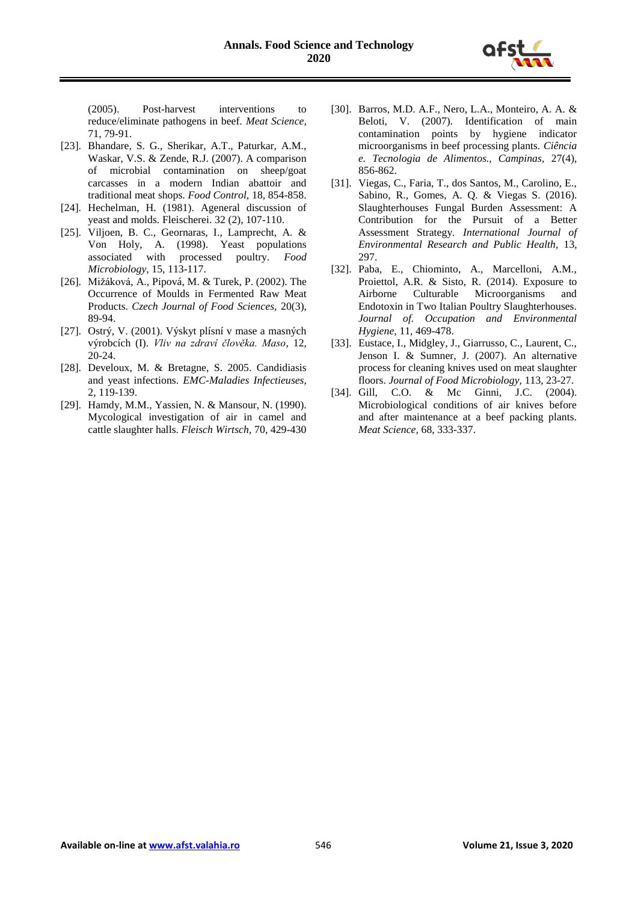(2005). Post-harvest interventions to reduce/eliminate pathogens in beef. *Meat Science,* 71, 79-91.

[23]. Bhandare, S. G., Sherikar, A.T., Paturkar, A.M., Waskar, V.S. & Zende, R.J. (2007). A comparison of microbial contamination on sheep/goat carcasses in a modern Indian abattoir and traditional meat shops. *Food Control,* 18, 854-858.

[24]. Hechelman, H. (1981). Ageneral discussion of yeast and molds. Fleischerei. 32 (2), 107-110.

[25]. Viljoen, B. C., Geornaras, I., Lamprecht, A. & Von Holy, A. (1998). Yeast populations associated with processed poultry. *Food Microbiology,* 15, 113-117.

[26]. Mižáková, A., Pipová, M. & Turek, P. (2002). The Occurrence of Moulds in Fermented Raw Meat Products. *Czech Journal of Food Sciences,* 20(3), 89-94.

[27]. Ostrý, V. (2001). Výskyt plísní v mase a masných výrobcích (I). *Vliv na zdraví člověka. Maso*, 12, 20-24.

[28]. Develoux, M. & Bretagne, S. 2005. Candidiasis and yeast infections. *EMC-Maladies Infectieuses*, 2, 119-139.

[29]. Hamdy, M.M., Yassien, N. & Mansour, N. (1990). Mycological investigation of air in camel and cattle slaughter halls. *Fleisch Wirtsch*, 70, 429-430

[30]. Barros, M.D. A.F., Nero, L.A., Monteiro, A. A. & Beloti, V. (2007). Identification of main contamination points by hygiene indicator microorganisms in beef processing plants. *Ciência e. Tecnologia de Alimentos., Campinas,* 27(4), 856-862.

[31]. Viegas, C., Faria, T., dos Santos, M., Carolino, E., Sabino, R., Gomes, A. Q. & Viegas S. (2016). Slaughterhouses Fungal Burden Assessment: A Contribution for the Pursuit of a Better Assessment Strategy. *International Journal of Environmental Research and Public Health,* 13, 297.

[32]. Paba, E., Chiominto, A., Marcelloni, A.M., Proiettol, A.R. & Sisto, R. (2014). Exposure to Airborne Culturable Microorganisms and Endotoxin in Two Italian Poultry Slaughterhouses. *Journal of. Occupation and Environmental Hygiene,* 11, 469-478.

[33]. Eustace, I., Midgley, J., Giarrusso, C., Laurent, C., Jenson I. & Sumner, J. (2007). An alternative process for cleaning knives used on meat slaughter floors. *Journal of Food Microbiology,* 113, 23-27.

[34]. Gill, C.O. & Mc Ginni, J.C. (2004). Microbiological conditions of air knives before and after maintenance at a beef packing plants. *Meat Science,* 68, 333-337.